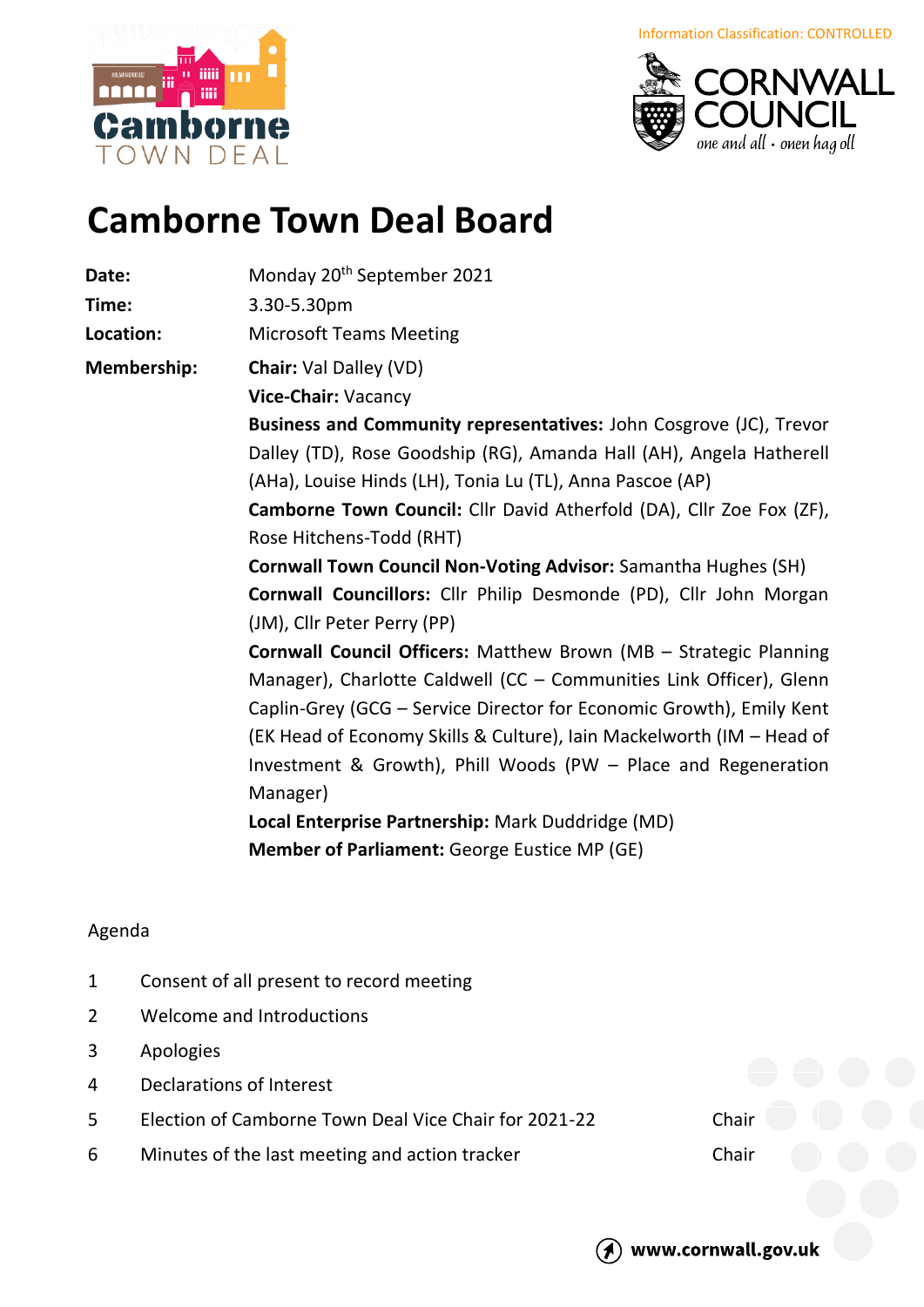Information Classification: CONTROLLED

# Camborne Town Deal Board

**Date:** Monday 20th September 2021

**Time:** 3.30-5.30pm

**Location:** Microsoft Teams Meeting

**Membership:**

**Chair:** Val Dalley (VD)

**Vice-Chair:** Vacancy

**Business and Community representatives:** John Cosgrove (JC), Trevor Dalley (TD), Rose Goodship (RG), Amanda Hall (AH), Angela Hatherell (AHa), Louise Hinds (LH), Tonia Lu (TL), Anna Pascoe (AP)

**Camborne Town Council:** Cllr David Atherfold (DA), Cllr Zoe Fox (ZF), Rose Hitchens-Todd (RHT)

**Cornwall Town Council Non-Voting Advisor:** Samantha Hughes (SH)

**Cornwall Councillors:** Cllr Philip Desmonde (PD), Cllr John Morgan (JM), Cllr Peter Perry (PP)

**Cornwall Council Officers:** Matthew Brown (MB – Strategic Planning Manager), Charlotte Caldwell (CC – Communities Link Officer), Glenn Caplin-Grey (GCG – Service Director for Economic Growth), Emily Kent (EK Head of Economy Skills & Culture), Iain Mackelworth (IM – Head of Investment & Growth), Phill Woods (PW – Place and Regeneration Manager)

**Local Enterprise Partnership:** Mark Duddridge (MD)

**Member of Parliament:** George Eustice MP (GE)

Agenda

| | | |
|---|---|---|
| 1 | Consent of all present to record meeting | |
| 2 | Welcome and Introductions | |
| 3 | Apologies | |
| 4 | Declarations of Interest | |
| 5 | Election of Camborne Town Deal Vice Chair for 2021-22 | Chair |
| 6 | Minutes of the last meeting and action tracker | Chair |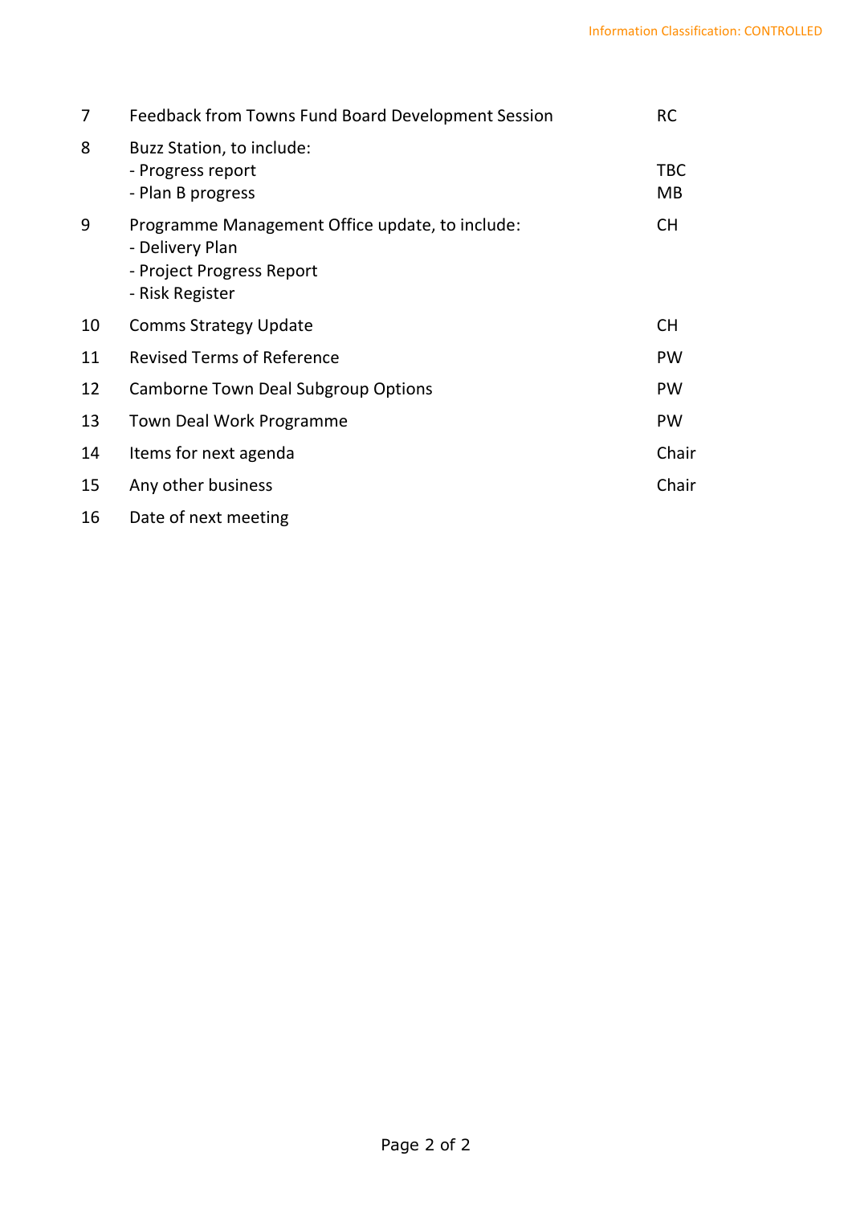| | | |
|---|---|---|
| 7 | Feedback from Towns Fund Board Development Session | RC |
| 8 | Buzz Station, to include:<br>- Progress report<br>- Plan B progress | <br>TBC<br>MB |
| 9 | Programme Management Office update, to include:<br>- Delivery Plan<br>- Project Progress Report<br>- Risk Register | CH |
| 10 | Comms Strategy Update | CH |
| 11 | Revised Terms of Reference | PW |
| 12 | Camborne Town Deal Subgroup Options | PW |
| 13 | Town Deal Work Programme | PW |
| 14 | Items for next agenda | Chair |
| 15 | Any other business | Chair |
| 16 | Date of next meeting | |